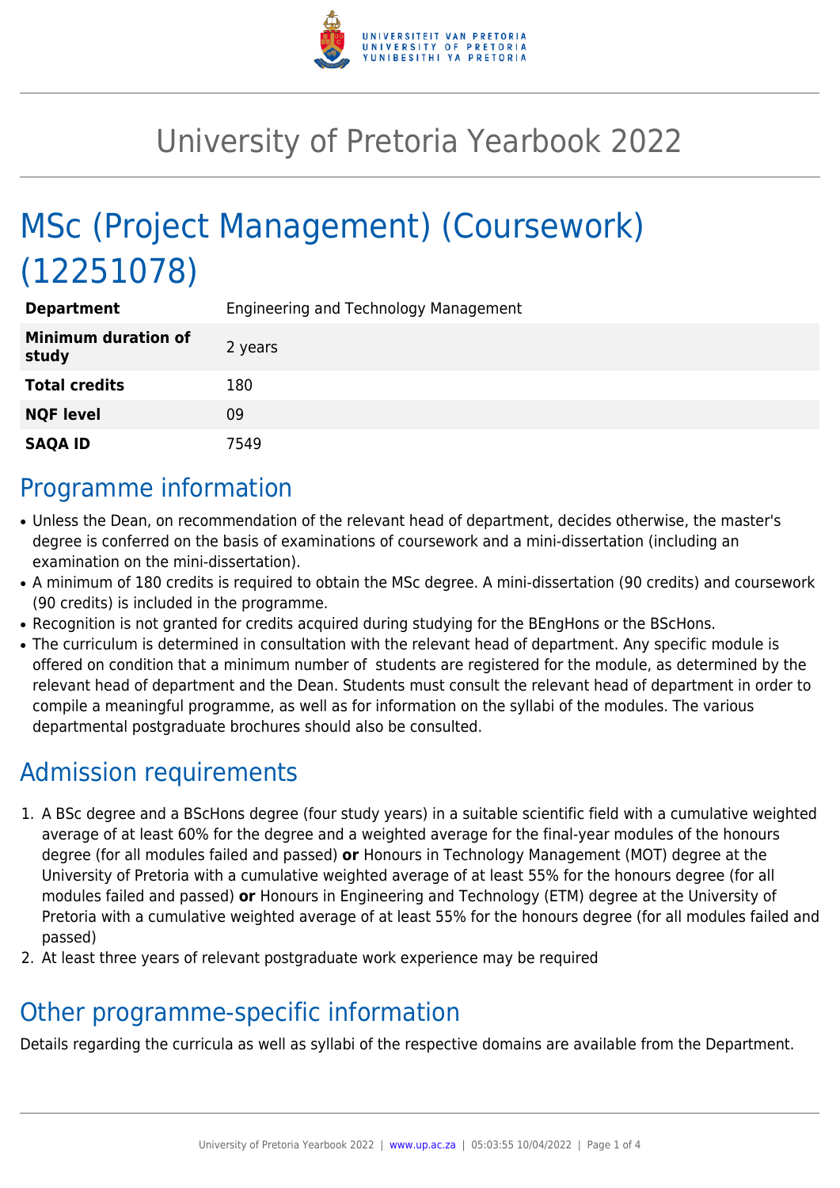# University of Pretoria Yearbook 2022

# MSc (Project Management) (Coursework) (12251078)

| | |
|---|---|
| **Department** | Engineering and Technology Management |
| **Minimum duration of study** | 2 years |
| **Total credits** | 180 |
| **NQF level** | 09 |
| **SAQA ID** | 7549 |

## Programme information

- Unless the Dean, on recommendation of the relevant head of department, decides otherwise, the master's degree is conferred on the basis of examinations of coursework and a mini-dissertation (including an examination on the mini-dissertation).
- A minimum of 180 credits is required to obtain the MSc degree. A mini-dissertation (90 credits) and coursework (90 credits) is included in the programme.
- Recognition is not granted for credits acquired during studying for the BEngHons or the BScHons.
- The curriculum is determined in consultation with the relevant head of department. Any specific module is offered on condition that a minimum number of students are registered for the module, as determined by the relevant head of department and the Dean. Students must consult the relevant head of department in order to compile a meaningful programme, as well as for information on the syllabi of the modules. The various departmental postgraduate brochures should also be consulted.

## Admission requirements

1. A BSc degree and a BScHons degree (four study years) in a suitable scientific field with a cumulative weighted average of at least 60% for the degree and a weighted average for the final-year modules of the honours degree (for all modules failed and passed) **or** Honours in Technology Management (MOT) degree at the University of Pretoria with a cumulative weighted average of at least 55% for the honours degree (for all modules failed and passed) **or** Honours in Engineering and Technology (ETM) degree at the University of Pretoria with a cumulative weighted average of at least 55% for the honours degree (for all modules failed and passed)
2. At least three years of relevant postgraduate work experience may be required

## Other programme-specific information

Details regarding the curricula as well as syllabi of the respective domains are available from the Department.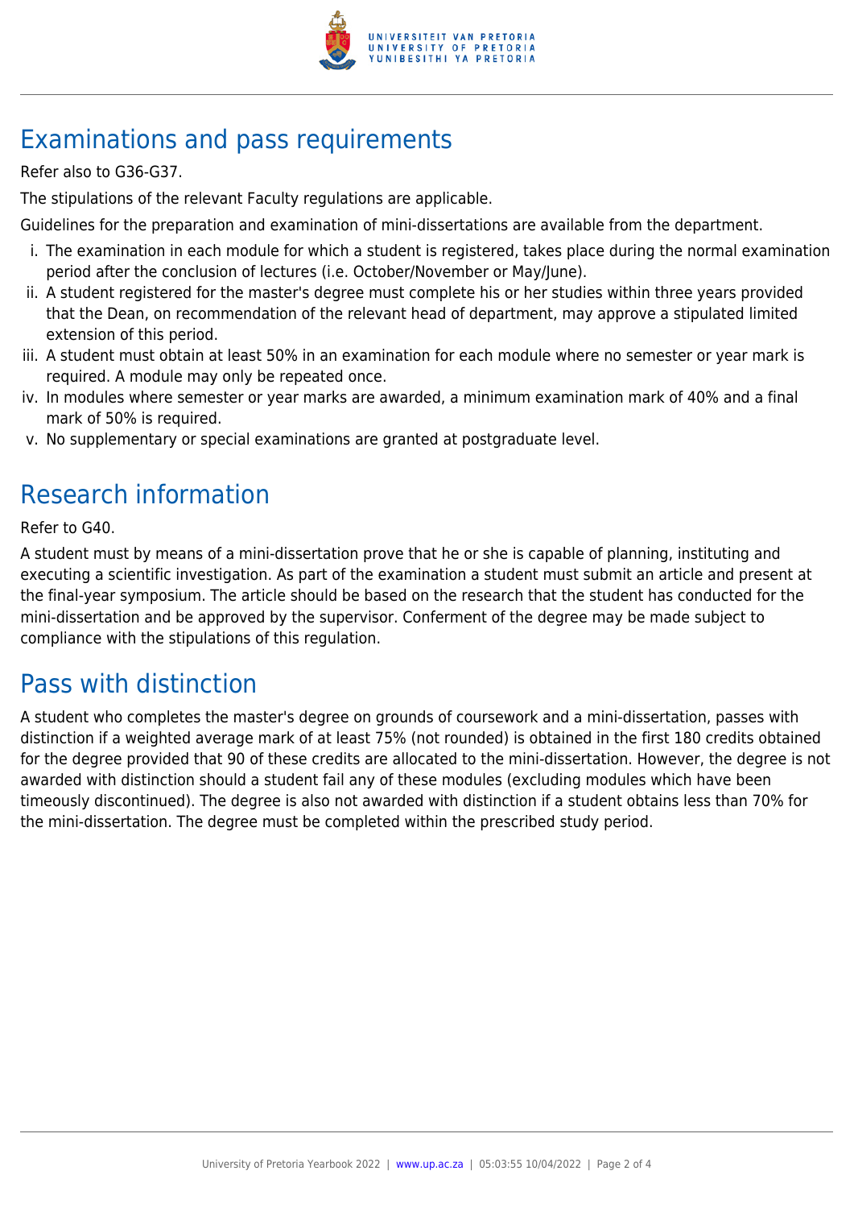## Examinations and pass requirements

Refer also to G36-G37.

The stipulations of the relevant Faculty regulations are applicable.

Guidelines for the preparation and examination of mini-dissertations are available from the department.

i. The examination in each module for which a student is registered, takes place during the normal examination period after the conclusion of lectures (i.e. October/November or May/June).
ii. A student registered for the master's degree must complete his or her studies within three years provided that the Dean, on recommendation of the relevant head of department, may approve a stipulated limited extension of this period.
iii. A student must obtain at least 50% in an examination for each module where no semester or year mark is required. A module may only be repeated once.
iv. In modules where semester or year marks are awarded, a minimum examination mark of 40% and a final mark of 50% is required.
v. No supplementary or special examinations are granted at postgraduate level.

## Research information

Refer to G40.

A student must by means of a mini-dissertation prove that he or she is capable of planning, instituting and executing a scientific investigation. As part of the examination a student must submit an article and present at the final-year symposium. The article should be based on the research that the student has conducted for the mini-dissertation and be approved by the supervisor. Conferment of the degree may be made subject to compliance with the stipulations of this regulation.

## Pass with distinction

A student who completes the master's degree on grounds of coursework and a mini-dissertation, passes with distinction if a weighted average mark of at least 75% (not rounded) is obtained in the first 180 credits obtained for the degree provided that 90 of these credits are allocated to the mini-dissertation. However, the degree is not awarded with distinction should a student fail any of these modules (excluding modules which have been timeously discontinued). The degree is also not awarded with distinction if a student obtains less than 70% for the mini-dissertation. The degree must be completed within the prescribed study period.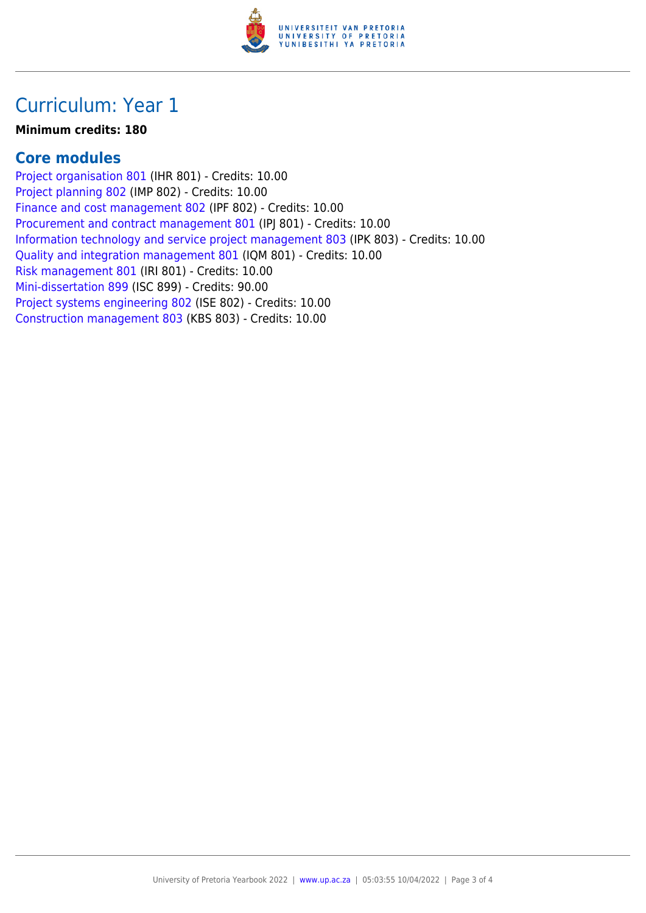# Curriculum: Year 1

**Minimum credits: 180**

## Core modules

Project organisation 801 (IHR 801) - Credits: 10.00
Project planning 802 (IMP 802) - Credits: 10.00
Finance and cost management 802 (IPF 802) - Credits: 10.00
Procurement and contract management 801 (IPJ 801) - Credits: 10.00
Information technology and service project management 803 (IPK 803) - Credits: 10.00
Quality and integration management 801 (IQM 801) - Credits: 10.00
Risk management 801 (IRI 801) - Credits: 10.00
Mini-dissertation 899 (ISC 899) - Credits: 90.00
Project systems engineering 802 (ISE 802) - Credits: 10.00
Construction management 803 (KBS 803) - Credits: 10.00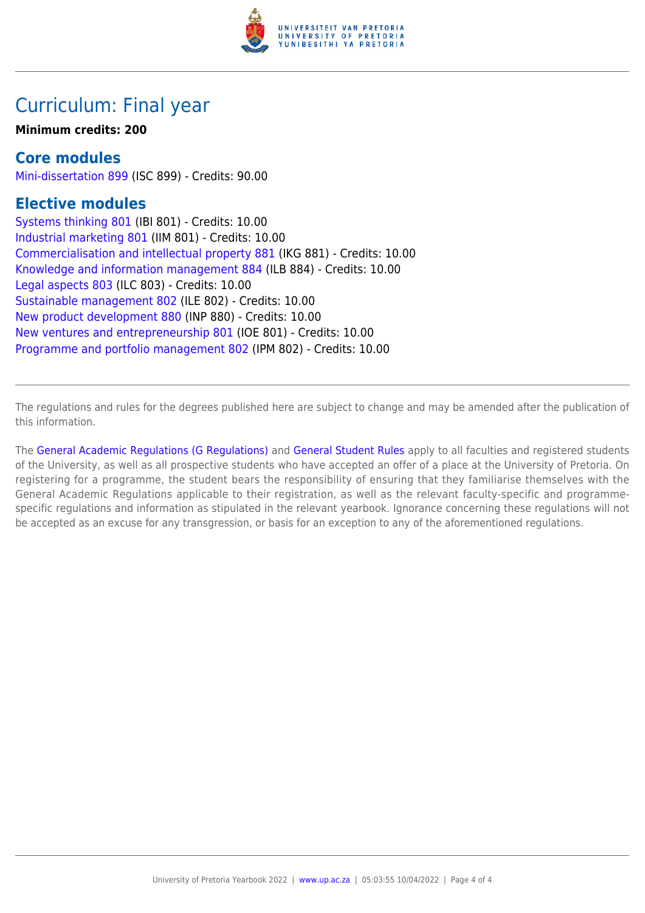## Curriculum: Final year

**Minimum credits: 200**

### Core modules

Mini-dissertation 899 (ISC 899) - Credits: 90.00

### Elective modules

Systems thinking 801 (IBI 801) - Credits: 10.00
Industrial marketing 801 (IIM 801) - Credits: 10.00
Commercialisation and intellectual property 881 (IKG 881) - Credits: 10.00
Knowledge and information management 884 (ILB 884) - Credits: 10.00
Legal aspects 803 (ILC 803) - Credits: 10.00
Sustainable management 802 (ILE 802) - Credits: 10.00
New product development 880 (INP 880) - Credits: 10.00
New ventures and entrepreneurship 801 (IOE 801) - Credits: 10.00
Programme and portfolio management 802 (IPM 802) - Credits: 10.00

---

The regulations and rules for the degrees published here are subject to change and may be amended after the publication of this information.

The General Academic Regulations (G Regulations) and General Student Rules apply to all faculties and registered students of the University, as well as all prospective students who have accepted an offer of a place at the University of Pretoria. On registering for a programme, the student bears the responsibility of ensuring that they familiarise themselves with the General Academic Regulations applicable to their registration, as well as the relevant faculty-specific and programme-specific regulations and information as stipulated in the relevant yearbook. Ignorance concerning these regulations will not be accepted as an excuse for any transgression, or basis for an exception to any of the aforementioned regulations.